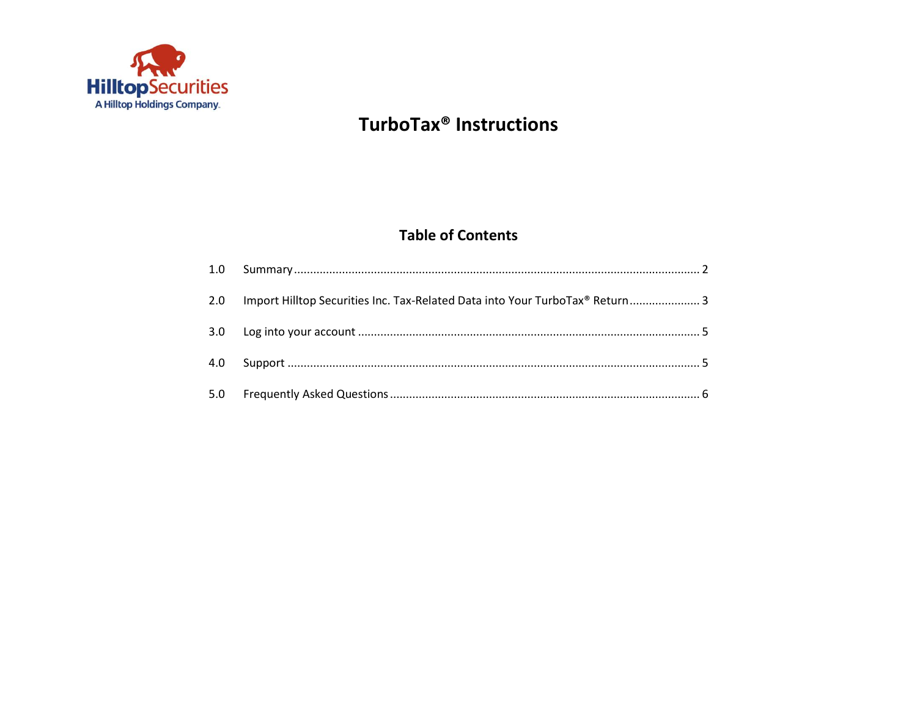HilltopSecurities
A Hilltop Holdings Company.

# TurboTax® Instructions

## Table of Contents

| | | |
|---|---|---|
| 1.0 | Summary | 2 |
| 2.0 | Import Hilltop Securities Inc. Tax-Related Data into Your TurboTax® Return | 3 |
| 3.0 | Log into your account | 5 |
| 4.0 | Support | 5 |
| 5.0 | Frequently Asked Questions | 6 |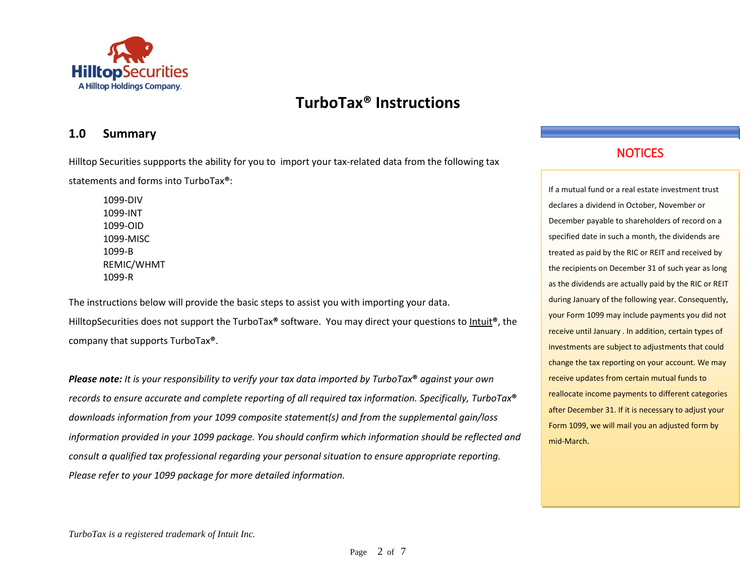# TurboTax® Instructions

## 1.0 Summary

Hilltop Securities suppports the ability for you to import your tax-related data from the following tax statements and forms into TurboTax®:

1099-DIV
1099-INT
1099-OID
1099-MISC
1099-B
REMIC/WHMT
1099-R

The instructions below will provide the basic steps to assist you with importing your data. HilltopSecurities does not support the TurboTax® software. You may direct your questions to Intuit®, the company that supports TurboTax®.

***Please note:*** *It is your responsibility to verify your tax data imported by TurboTax® against your own records to ensure accurate and complete reporting of all required tax information. Specifically, TurboTax® downloads information from your 1099 composite statement(s) and from the supplemental gain/loss information provided in your 1099 package. You should confirm which information should be reflected and consult a qualified tax professional regarding your personal situation to ensure appropriate reporting. Please refer to your 1099 package for more detailed information.*

### NOTICES

If a mutual fund or a real estate investment trust declares a dividend in October, November or December payable to shareholders of record on a specified date in such a month, the dividends are treated as paid by the RIC or REIT and received by the recipients on December 31 of such year as long as the dividends are actually paid by the RIC or REIT during January of the following year. Consequently, your Form 1099 may include payments you did not receive until January . In addition, certain types of investments are subject to adjustments that could change the tax reporting on your account. We may receive updates from certain mutual funds to reallocate income payments to different categories after December 31. If it is necessary to adjust your Form 1099, we will mail you an adjusted form by mid-March.

*TurboTax is a registered trademark of Intuit Inc.*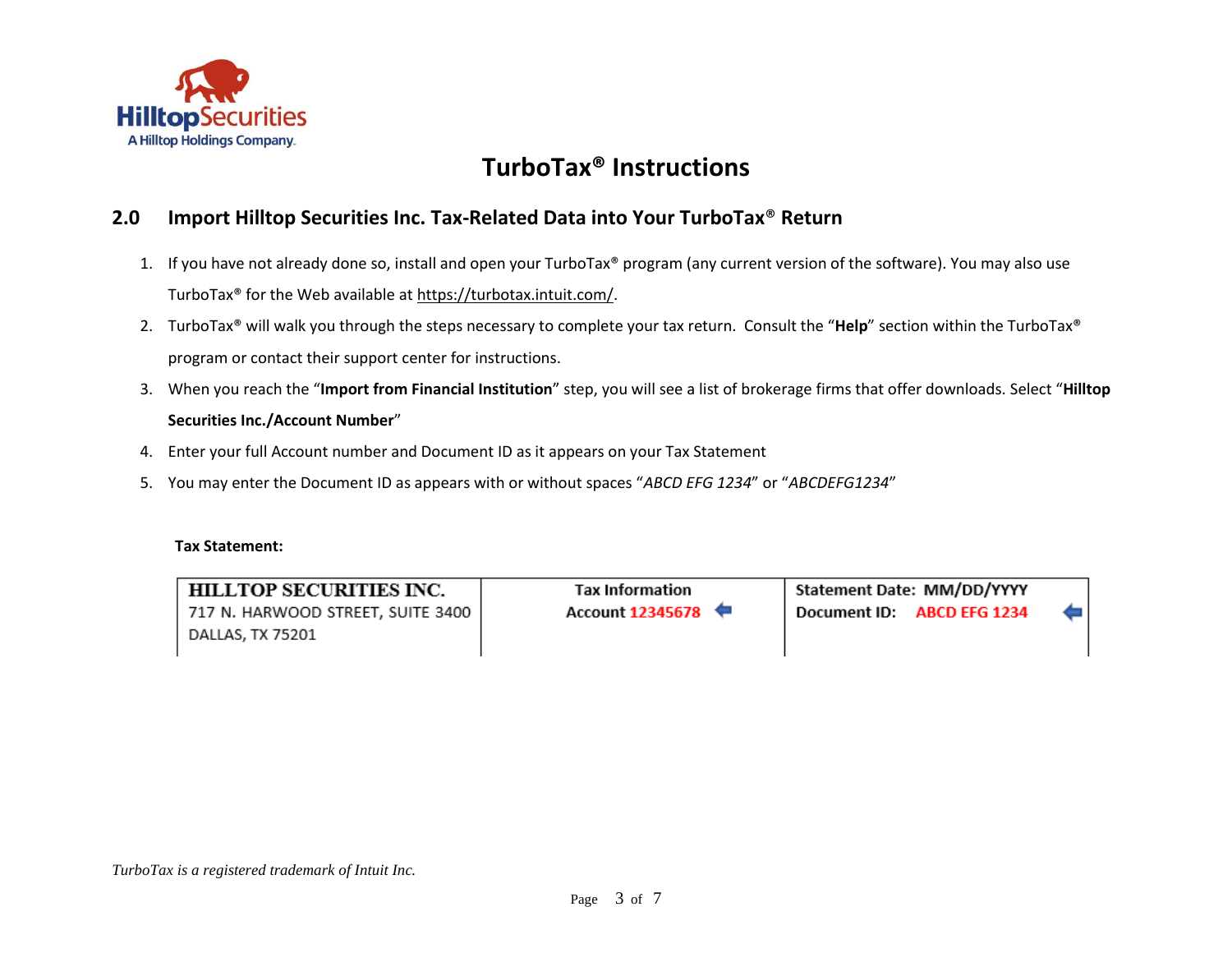# TurboTax® Instructions

## 2.0 Import Hilltop Securities Inc. Tax-Related Data into Your TurboTax® Return

1. If you have not already done so, install and open your TurboTax® program (any current version of the software). You may also use TurboTax® for the Web available at https://turbotax.intuit.com/.
2. TurboTax® will walk you through the steps necessary to complete your tax return. Consult the "**Help**" section within the TurboTax® program or contact their support center for instructions.
3. When you reach the "**Import from Financial Institution**" step, you will see a list of brokerage firms that offer downloads. Select "**Hilltop Securities Inc./Account Number**"
4. Enter your full Account number and Document ID as it appears on your Tax Statement
5. You may enter the Document ID as appears with or without spaces "*ABCD EFG 1234*" or "*ABCDEFG1234*"

**Tax Statement:**

| HILLTOP SECURITIES INC.<br>717 N. HARWOOD STREET, SUITE 3400<br>DALLAS, TX 75201 | Tax Information<br>Account 12345678 | Statement Date: MM/DD/YYYY<br>Document ID: ABCD EFG 1234 |
|---|---|---|

*TurboTax is a registered trademark of Intuit Inc.*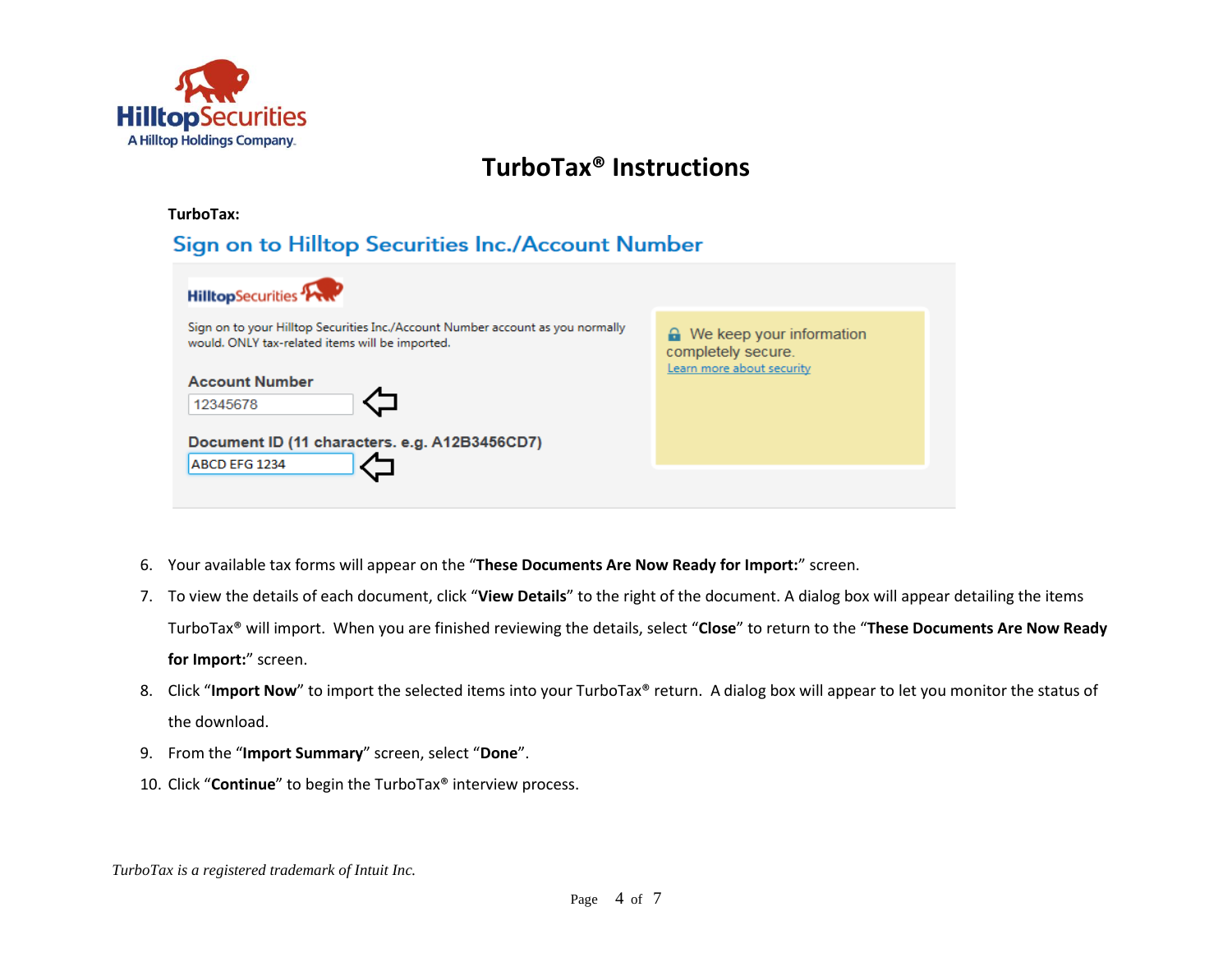# TurboTax® Instructions

**TurboTax:**

## Sign on to Hilltop Securities Inc./Account Number

Sign on to your Hilltop Securities Inc./Account Number account as you normally would. ONLY tax-related items will be imported.

**Account Number**

12345678

**Document ID (11 characters. e.g. A12B3456CD7)**

ABCD EFG 1234

We keep your information completely secure.
Learn more about security

6. Your available tax forms will appear on the "**These Documents Are Now Ready for Import:**" screen.
7. To view the details of each document, click "**View Details**" to the right of the document. A dialog box will appear detailing the items TurboTax® will import. When you are finished reviewing the details, select "**Close**" to return to the "**These Documents Are Now Ready for Import:**" screen.
8. Click "**Import Now**" to import the selected items into your TurboTax® return. A dialog box will appear to let you monitor the status of the download.
9. From the "**Import Summary**" screen, select "**Done**".
10. Click "**Continue**" to begin the TurboTax® interview process.

*TurboTax is a registered trademark of Intuit Inc.*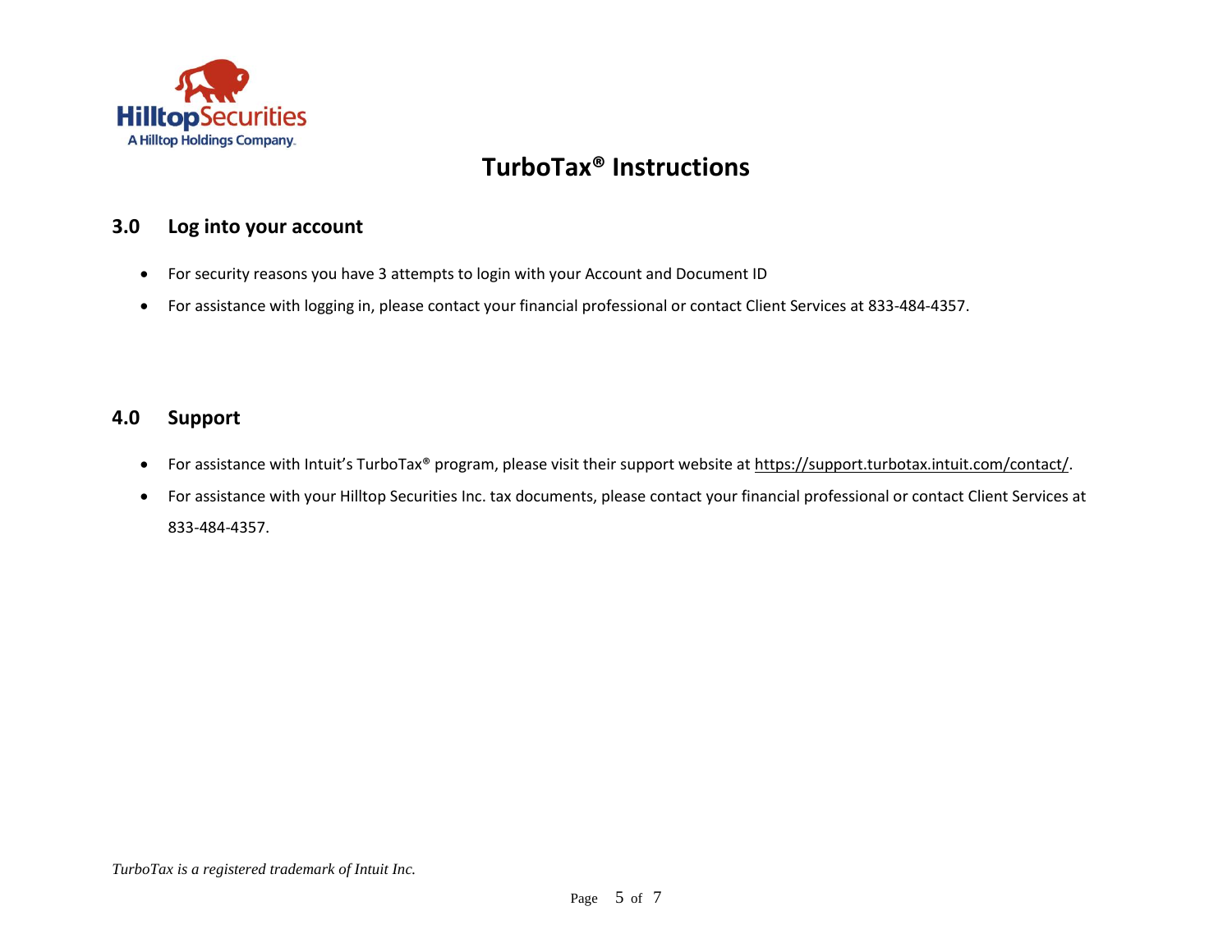# TurboTax® Instructions

## 3.0 Log into your account

- For security reasons you have 3 attempts to login with your Account and Document ID
- For assistance with logging in, please contact your financial professional or contact Client Services at 833-484-4357.

## 4.0 Support

- For assistance with Intuit's TurboTax® program, please visit their support website at https://support.turbotax.intuit.com/contact/.
- For assistance with your Hilltop Securities Inc. tax documents, please contact your financial professional or contact Client Services at 833-484-4357.

*TurboTax is a registered trademark of Intuit Inc.*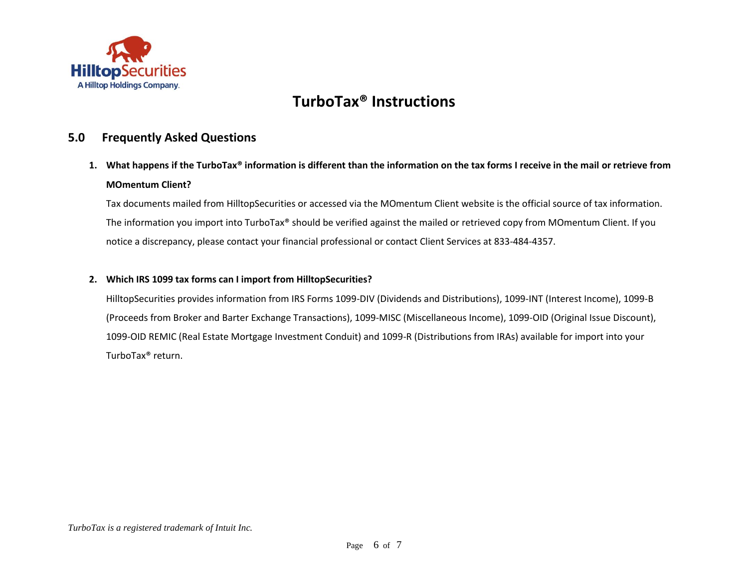# TurboTax® Instructions

## 5.0 Frequently Asked Questions

1. **What happens if the TurboTax® information is different than the information on the tax forms I receive in the mail or retrieve from MOmentum Client?**

   Tax documents mailed from HilltopSecurities or accessed via the MOmentum Client website is the official source of tax information. The information you import into TurboTax® should be verified against the mailed or retrieved copy from MOmentum Client. If you notice a discrepancy, please contact your financial professional or contact Client Services at 833-484-4357.

2. **Which IRS 1099 tax forms can I import from HilltopSecurities?**

   HilltopSecurities provides information from IRS Forms 1099-DIV (Dividends and Distributions), 1099-INT (Interest Income), 1099-B (Proceeds from Broker and Barter Exchange Transactions), 1099-MISC (Miscellaneous Income), 1099-OID (Original Issue Discount), 1099-OID REMIC (Real Estate Mortgage Investment Conduit) and 1099-R (Distributions from IRAs) available for import into your TurboTax® return.

*TurboTax is a registered trademark of Intuit Inc.*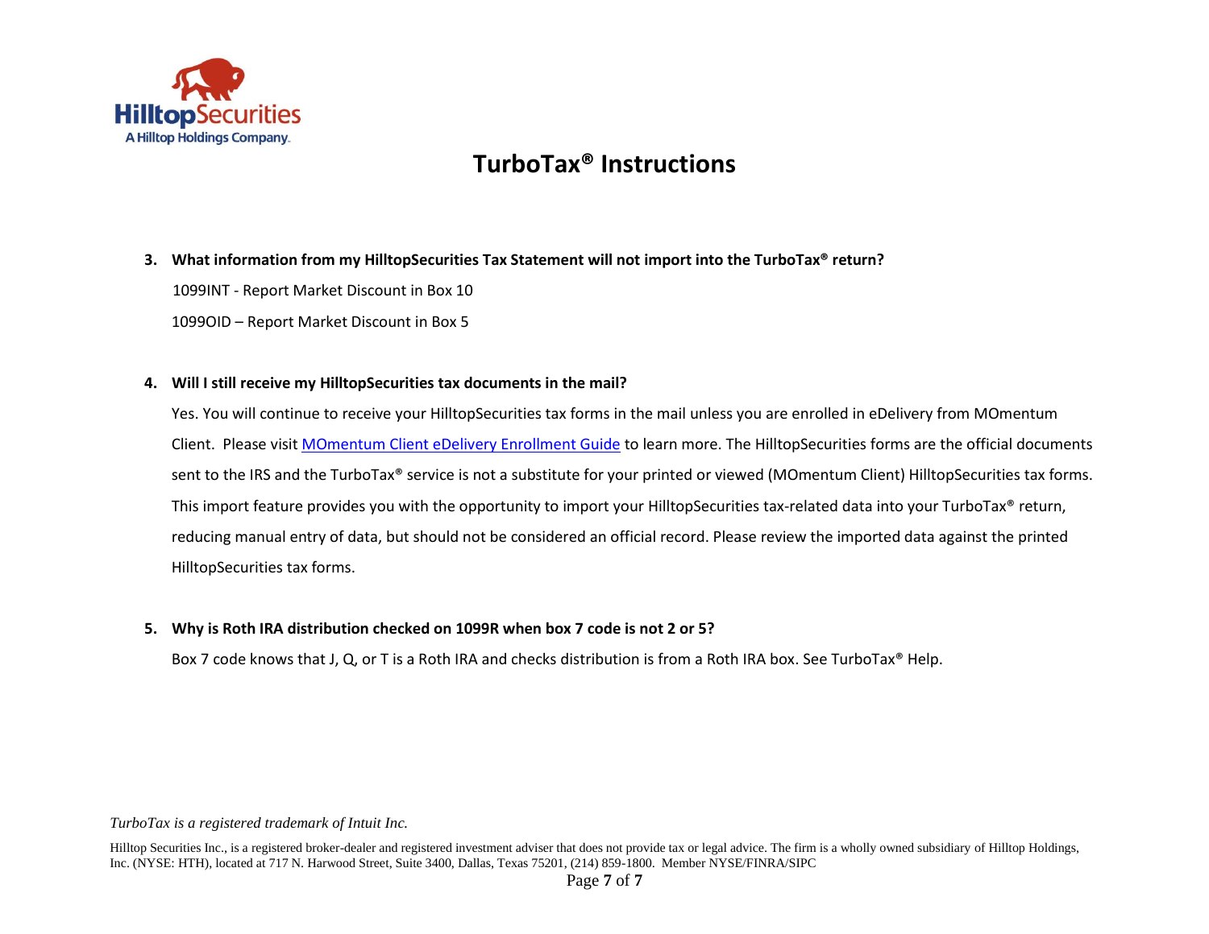# TurboTax® Instructions

3. **What information from my HilltopSecurities Tax Statement will not import into the TurboTax® return?**

   1099INT - Report Market Discount in Box 10

   1099OID – Report Market Discount in Box 5

4. **Will I still receive my HilltopSecurities tax documents in the mail?**

   Yes. You will continue to receive your HilltopSecurities tax forms in the mail unless you are enrolled in eDelivery from MOmentum Client. Please visit MOmentum Client eDelivery Enrollment Guide to learn more. The HilltopSecurities forms are the official documents sent to the IRS and the TurboTax® service is not a substitute for your printed or viewed (MOmentum Client) HilltopSecurities tax forms. This import feature provides you with the opportunity to import your HilltopSecurities tax-related data into your TurboTax® return, reducing manual entry of data, but should not be considered an official record. Please review the imported data against the printed HilltopSecurities tax forms.

5. **Why is Roth IRA distribution checked on 1099R when box 7 code is not 2 or 5?**

   Box 7 code knows that J, Q, or T is a Roth IRA and checks distribution is from a Roth IRA box. See TurboTax® Help.

*TurboTax is a registered trademark of Intuit Inc.*

Hilltop Securities Inc., is a registered broker-dealer and registered investment adviser that does not provide tax or legal advice. The firm is a wholly owned subsidiary of Hilltop Holdings, Inc. (NYSE: HTH), located at 717 N. Harwood Street, Suite 3400, Dallas, Texas 75201, (214) 859-1800. Member NYSE/FINRA/SIPC